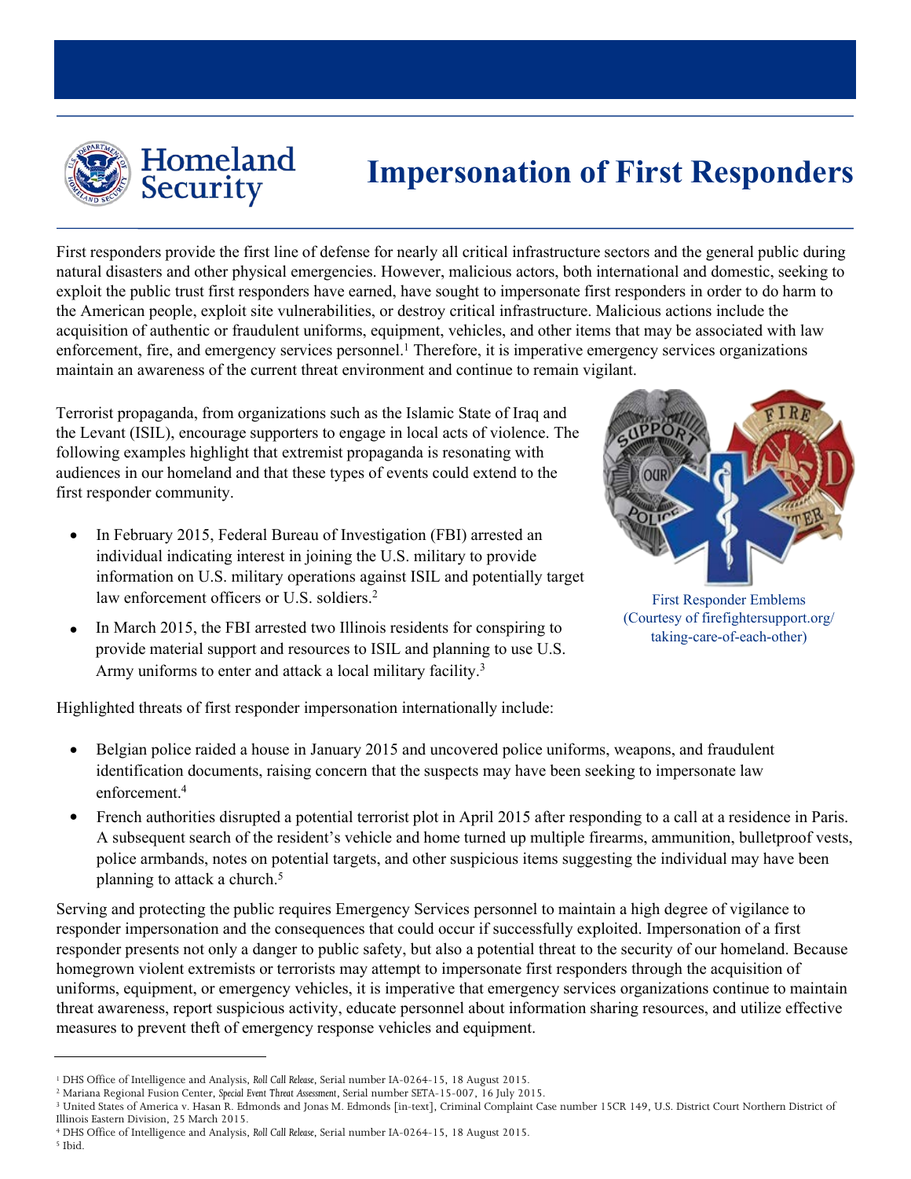Homeland Security

# Impersonation of First Responders

First responders provide the first line of defense for nearly all critical infrastructure sectors and the general public during natural disasters and other physical emergencies. However, malicious actors, both international and domestic, seeking to exploit the public trust first responders have earned, have sought to impersonate first responders in order to do harm to the American people, exploit site vulnerabilities, or destroy critical infrastructure. Malicious actions include the acquisition of authentic or fraudulent uniforms, equipment, vehicles, and other items that may be associated with law enforcement, fire, and emergency services personnel.[1] Therefore, it is imperative emergency services organizations maintain an awareness of the current threat environment and continue to remain vigilant.

Terrorist propaganda, from organizations such as the Islamic State of Iraq and the Levant (ISIL), encourage supporters to engage in local acts of violence. The following examples highlight that extremist propaganda is resonating with audiences in our homeland and that these types of events could extend to the first responder community.

- In February 2015, Federal Bureau of Investigation (FBI) arrested an individual indicating interest in joining the U.S. military to provide information on U.S. military operations against ISIL and potentially target law enforcement officers or U.S. soldiers.[2]
- In March 2015, the FBI arrested two Illinois residents for conspiring to provide material support and resources to ISIL and planning to use U.S. Army uniforms to enter and attack a local military facility.[3]

First Responder Emblems (Courtesy of firefightersupport.org/taking-care-of-each-other)

Highlighted threats of first responder impersonation internationally include:

- Belgian police raided a house in January 2015 and uncovered police uniforms, weapons, and fraudulent identification documents, raising concern that the suspects may have been seeking to impersonate law enforcement.[4]
- French authorities disrupted a potential terrorist plot in April 2015 after responding to a call at a residence in Paris. A subsequent search of the resident's vehicle and home turned up multiple firearms, ammunition, bulletproof vests, police armbands, notes on potential targets, and other suspicious items suggesting the individual may have been planning to attack a church.[5]

Serving and protecting the public requires Emergency Services personnel to maintain a high degree of vigilance to responder impersonation and the consequences that could occur if successfully exploited. Impersonation of a first responder presents not only a danger to public safety, but also a potential threat to the security of our homeland. Because homegrown violent extremists or terrorists may attempt to impersonate first responders through the acquisition of uniforms, equipment, or emergency vehicles, it is imperative that emergency services organizations continue to maintain threat awareness, report suspicious activity, educate personnel about information sharing resources, and utilize effective measures to prevent theft of emergency response vehicles and equipment.

---

[1] DHS Office of Intelligence and Analysis, *Roll Call Release*, Serial number IA-0264-15, 18 August 2015.
[2] Mariana Regional Fusion Center, *Special Event Threat Assessment*, Serial number SETA-15-007, 16 July 2015.
[3] United States of America v. Hasan R. Edmonds and Jonas M. Edmonds [in-text], Criminal Complaint Case number 15CR 149, U.S. District Court Northern District of Illinois Eastern Division, 25 March 2015.
[4] DHS Office of Intelligence and Analysis, *Roll Call Release*, Serial number IA-0264-15, 18 August 2015.
[5] Ibid.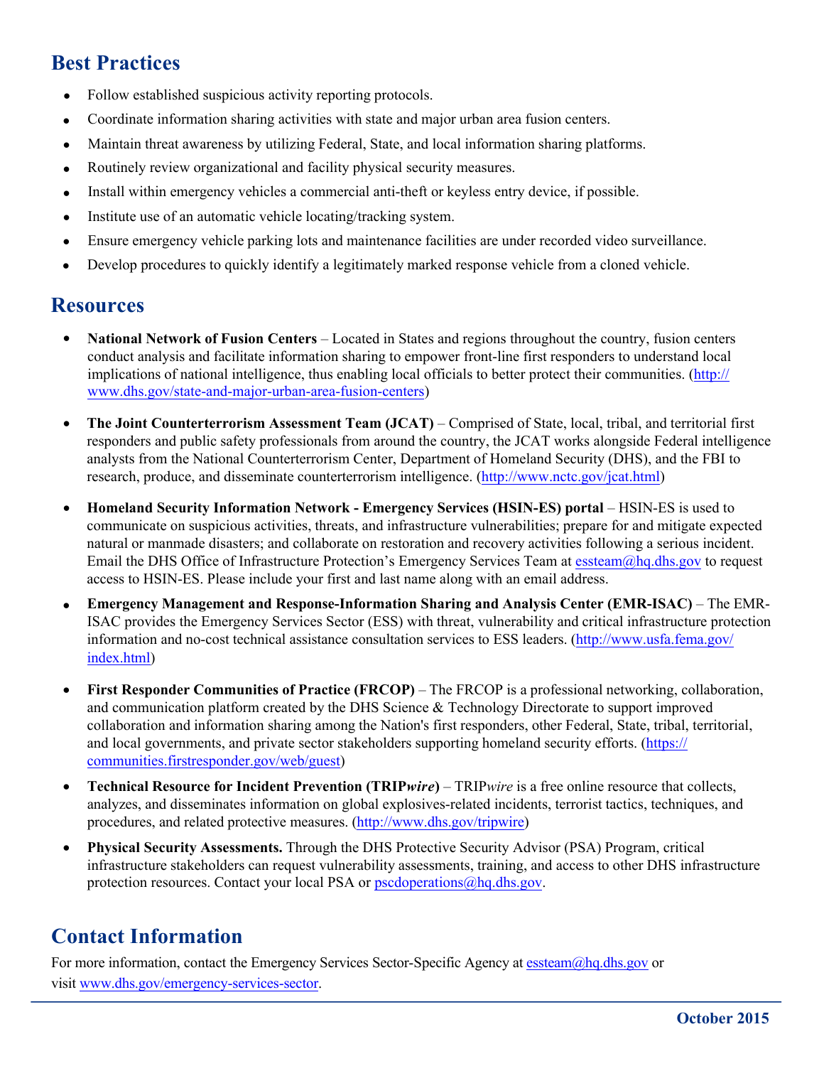## Best Practices

- Follow established suspicious activity reporting protocols.
- Coordinate information sharing activities with state and major urban area fusion centers.
- Maintain threat awareness by utilizing Federal, State, and local information sharing platforms.
- Routinely review organizational and facility physical security measures.
- Install within emergency vehicles a commercial anti-theft or keyless entry device, if possible.
- Institute use of an automatic vehicle locating/tracking system.
- Ensure emergency vehicle parking lots and maintenance facilities are under recorded video surveillance.
- Develop procedures to quickly identify a legitimately marked response vehicle from a cloned vehicle.

## Resources

- **National Network of Fusion Centers** – Located in States and regions throughout the country, fusion centers conduct analysis and facilitate information sharing to empower front-line first responders to understand local implications of national intelligence, thus enabling local officials to better protect their communities. (http://www.dhs.gov/state-and-major-urban-area-fusion-centers)

- **The Joint Counterterrorism Assessment Team (JCAT)** – Comprised of State, local, tribal, and territorial first responders and public safety professionals from around the country, the JCAT works alongside Federal intelligence analysts from the National Counterterrorism Center, Department of Homeland Security (DHS), and the FBI to research, produce, and disseminate counterterrorism intelligence. (http://www.nctc.gov/jcat.html)

- **Homeland Security Information Network - Emergency Services (HSIN-ES) portal** – HSIN-ES is used to communicate on suspicious activities, threats, and infrastructure vulnerabilities; prepare for and mitigate expected natural or manmade disasters; and collaborate on restoration and recovery activities following a serious incident. Email the DHS Office of Infrastructure Protection's Emergency Services Team at essteam@hq.dhs.gov to request access to HSIN-ES. Please include your first and last name along with an email address.

- **Emergency Management and Response-Information Sharing and Analysis Center (EMR-ISAC)** – The EMR-ISAC provides the Emergency Services Sector (ESS) with threat, vulnerability and critical infrastructure protection information and no-cost technical assistance consultation services to ESS leaders. (http://www.usfa.fema.gov/index.html)

- **First Responder Communities of Practice (FRCOP)** – The FRCOP is a professional networking, collaboration, and communication platform created by the DHS Science & Technology Directorate to support improved collaboration and information sharing among the Nation's first responders, other Federal, State, tribal, territorial, and local governments, and private sector stakeholders supporting homeland security efforts. (https://communities.firstresponder.gov/web/guest)

- **Technical Resource for Incident Prevention (TRIP*wire*)** – TRIP*wire* is a free online resource that collects, analyzes, and disseminates information on global explosives-related incidents, terrorist tactics, techniques, and procedures, and related protective measures. (http://www.dhs.gov/tripwire)

- **Physical Security Assessments.** Through the DHS Protective Security Advisor (PSA) Program, critical infrastructure stakeholders can request vulnerability assessments, training, and access to other DHS infrastructure protection resources. Contact your local PSA or pscdoperations@hq.dhs.gov.

## Contact Information

For more information, contact the Emergency Services Sector-Specific Agency at essteam@hq.dhs.gov or visit www.dhs.gov/emergency-services-sector.

**October 2015**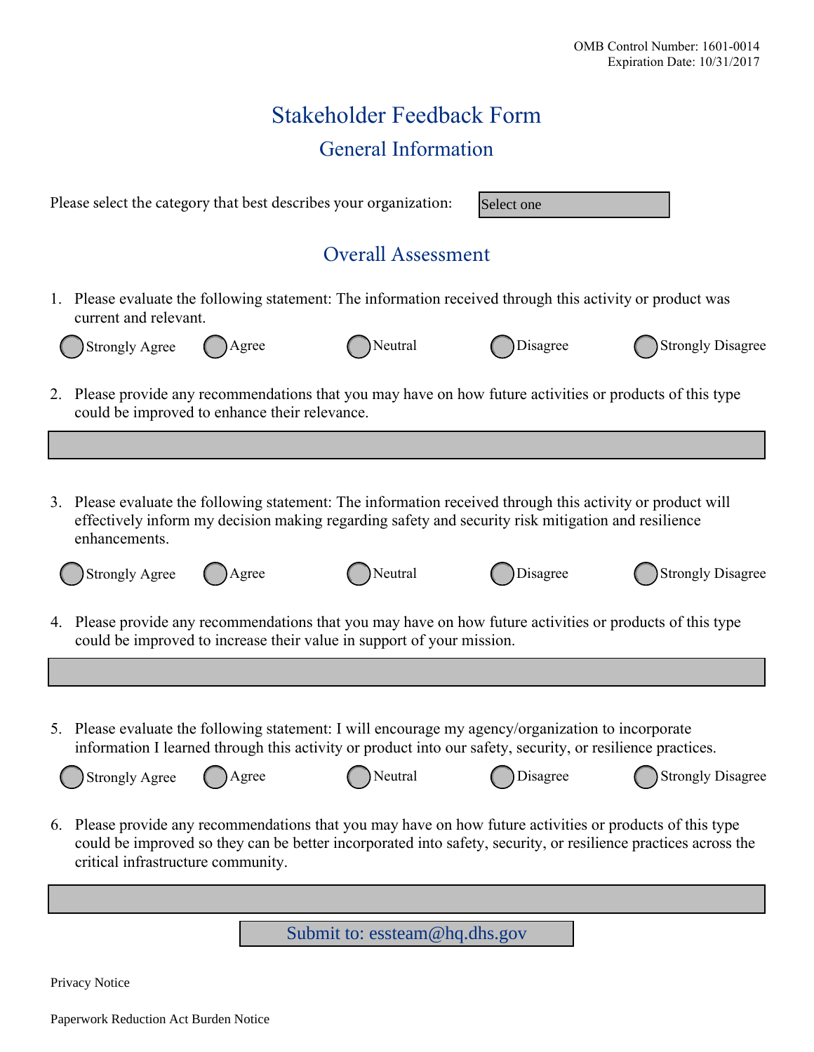OMB Control Number: 1601-0014
Expiration Date: 10/31/2017

# Stakeholder Feedback Form

## General Information

Please select the category that best describes your organization: Select one

## Overall Assessment

1. Please evaluate the following statement: The information received through this activity or product was current and relevant.

   ○ Strongly Agree ○ Agree ○ Neutral ○ Disagree ○ Strongly Disagree

2. Please provide any recommendations that you may have on how future activities or products of this type could be improved to enhance their relevance.

3. Please evaluate the following statement: The information received through this activity or product will effectively inform my decision making regarding safety and security risk mitigation and resilience enhancements.

   ○ Strongly Agree ○ Agree ○ Neutral ○ Disagree ○ Strongly Disagree

4. Please provide any recommendations that you may have on how future activities or products of this type could be improved to increase their value in support of your mission.

5. Please evaluate the following statement: I will encourage my agency/organization to incorporate information I learned through this activity or product into our safety, security, or resilience practices.

   ○ Strongly Agree ○ Agree ○ Neutral ○ Disagree ○ Strongly Disagree

6. Please provide any recommendations that you may have on how future activities or products of this type could be improved so they can be better incorporated into safety, security, or resilience practices across the critical infrastructure community.

Submit to: essteam@hq.dhs.gov

Privacy Notice

Paperwork Reduction Act Burden Notice